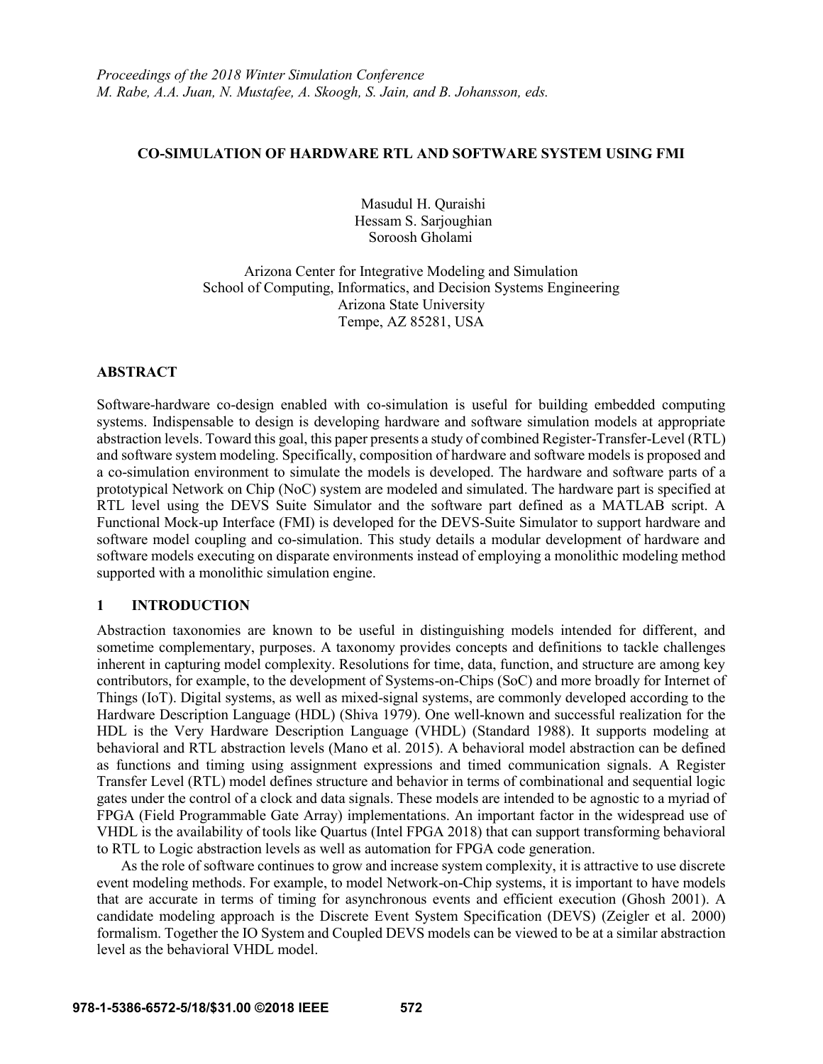*Proceedings of the 2018 Winter Simulation Conference*
*M. Rabe, A.A. Juan, N. Mustafee, A. Skoogh, S. Jain, and B. Johansson, eds.*

# CO-SIMULATION OF HARDWARE RTL AND SOFTWARE SYSTEM USING FMI

Masudul H. Quraishi
Hessam S. Sarjoughian
Soroosh Gholami

Arizona Center for Integrative Modeling and Simulation
School of Computing, Informatics, and Decision Systems Engineering
Arizona State University
Tempe, AZ 85281, USA

## ABSTRACT

Software-hardware co-design enabled with co-simulation is useful for building embedded computing systems. Indispensable to design is developing hardware and software simulation models at appropriate abstraction levels. Toward this goal, this paper presents a study of combined Register-Transfer-Level (RTL) and software system modeling. Specifically, composition of hardware and software models is proposed and a co-simulation environment to simulate the models is developed. The hardware and software parts of a prototypical Network on Chip (NoC) system are modeled and simulated. The hardware part is specified at RTL level using the DEVS Suite Simulator and the software part defined as a MATLAB script. A Functional Mock-up Interface (FMI) is developed for the DEVS-Suite Simulator to support hardware and software model coupling and co-simulation. This study details a modular development of hardware and software models executing on disparate environments instead of employing a monolithic modeling method supported with a monolithic simulation engine.

## 1 INTRODUCTION

Abstraction taxonomies are known to be useful in distinguishing models intended for different, and sometime complementary, purposes. A taxonomy provides concepts and definitions to tackle challenges inherent in capturing model complexity. Resolutions for time, data, function, and structure are among key contributors, for example, to the development of Systems-on-Chips (SoC) and more broadly for Internet of Things (IoT). Digital systems, as well as mixed-signal systems, are commonly developed according to the Hardware Description Language (HDL) (Shiva 1979). One well-known and successful realization for the HDL is the Very Hardware Description Language (VHDL) (Standard 1988). It supports modeling at behavioral and RTL abstraction levels (Mano et al. 2015). A behavioral model abstraction can be defined as functions and timing using assignment expressions and timed communication signals. A Register Transfer Level (RTL) model defines structure and behavior in terms of combinational and sequential logic gates under the control of a clock and data signals. These models are intended to be agnostic to a myriad of FPGA (Field Programmable Gate Array) implementations. An important factor in the widespread use of VHDL is the availability of tools like Quartus (Intel FPGA 2018) that can support transforming behavioral to RTL to Logic abstraction levels as well as automation for FPGA code generation.

As the role of software continues to grow and increase system complexity, it is attractive to use discrete event modeling methods. For example, to model Network-on-Chip systems, it is important to have models that are accurate in terms of timing for asynchronous events and efficient execution (Ghosh 2001). A candidate modeling approach is the Discrete Event System Specification (DEVS) (Zeigler et al. 2000) formalism. Together the IO System and Coupled DEVS models can be viewed to be at a similar abstraction level as the behavioral VHDL model.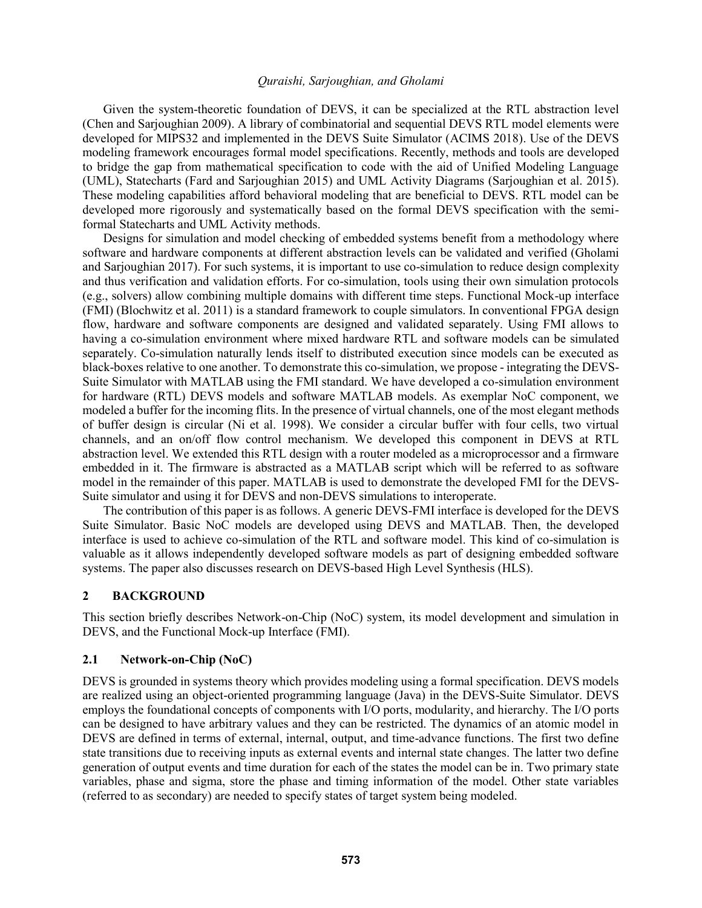Given the system-theoretic foundation of DEVS, it can be specialized at the RTL abstraction level (Chen and Sarjoughian 2009). A library of combinatorial and sequential DEVS RTL model elements were developed for MIPS32 and implemented in the DEVS Suite Simulator (ACIMS 2018). Use of the DEVS modeling framework encourages formal model specifications. Recently, methods and tools are developed to bridge the gap from mathematical specification to code with the aid of Unified Modeling Language (UML), Statecharts (Fard and Sarjoughian 2015) and UML Activity Diagrams (Sarjoughian et al. 2015). These modeling capabilities afford behavioral modeling that are beneficial to DEVS. RTL model can be developed more rigorously and systematically based on the formal DEVS specification with the semi-formal Statecharts and UML Activity methods.

Designs for simulation and model checking of embedded systems benefit from a methodology where software and hardware components at different abstraction levels can be validated and verified (Gholami and Sarjoughian 2017). For such systems, it is important to use co-simulation to reduce design complexity and thus verification and validation efforts. For co-simulation, tools using their own simulation protocols (e.g., solvers) allow combining multiple domains with different time steps. Functional Mock-up interface (FMI) (Blochwitz et al. 2011) is a standard framework to couple simulators. In conventional FPGA design flow, hardware and software components are designed and validated separately. Using FMI allows to having a co-simulation environment where mixed hardware RTL and software models can be simulated separately. Co-simulation naturally lends itself to distributed execution since models can be executed as black-boxes relative to one another. To demonstrate this co-simulation, we propose - integrating the DEVS-Suite Simulator with MATLAB using the FMI standard. We have developed a co-simulation environment for hardware (RTL) DEVS models and software MATLAB models. As exemplar NoC component, we modeled a buffer for the incoming flits. In the presence of virtual channels, one of the most elegant methods of buffer design is circular (Ni et al. 1998). We consider a circular buffer with four cells, two virtual channels, and an on/off flow control mechanism. We developed this component in DEVS at RTL abstraction level. We extended this RTL design with a router modeled as a microprocessor and a firmware embedded in it. The firmware is abstracted as a MATLAB script which will be referred to as software model in the remainder of this paper. MATLAB is used to demonstrate the developed FMI for the DEVS-Suite simulator and using it for DEVS and non-DEVS simulations to interoperate.

The contribution of this paper is as follows. A generic DEVS-FMI interface is developed for the DEVS Suite Simulator. Basic NoC models are developed using DEVS and MATLAB. Then, the developed interface is used to achieve co-simulation of the RTL and software model. This kind of co-simulation is valuable as it allows independently developed software models as part of designing embedded software systems. The paper also discusses research on DEVS-based High Level Synthesis (HLS).

## 2 BACKGROUND

This section briefly describes Network-on-Chip (NoC) system, its model development and simulation in DEVS, and the Functional Mock-up Interface (FMI).

### 2.1 Network-on-Chip (NoC)

DEVS is grounded in systems theory which provides modeling using a formal specification. DEVS models are realized using an object-oriented programming language (Java) in the DEVS-Suite Simulator. DEVS employs the foundational concepts of components with I/O ports, modularity, and hierarchy. The I/O ports can be designed to have arbitrary values and they can be restricted. The dynamics of an atomic model in DEVS are defined in terms of external, internal, output, and time-advance functions. The first two define state transitions due to receiving inputs as external events and internal state changes. The latter two define generation of output events and time duration for each of the states the model can be in. Two primary state variables, phase and sigma, store the phase and timing information of the model. Other state variables (referred to as secondary) are needed to specify states of target system being modeled.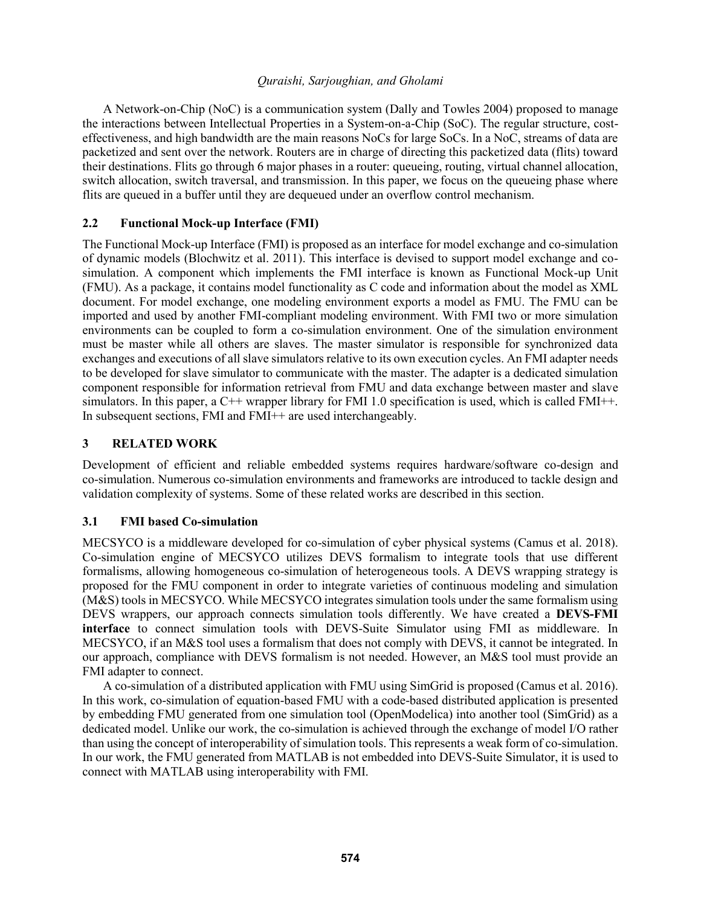A Network-on-Chip (NoC) is a communication system (Dally and Towles 2004) proposed to manage the interactions between Intellectual Properties in a System-on-a-Chip (SoC). The regular structure, cost-effectiveness, and high bandwidth are the main reasons NoCs for large SoCs. In a NoC, streams of data are packetized and sent over the network. Routers are in charge of directing this packetized data (flits) toward their destinations. Flits go through 6 major phases in a router: queueing, routing, virtual channel allocation, switch allocation, switch traversal, and transmission. In this paper, we focus on the queueing phase where flits are queued in a buffer until they are dequeued under an overflow control mechanism.

### 2.2 Functional Mock-up Interface (FMI)

The Functional Mock-up Interface (FMI) is proposed as an interface for model exchange and co-simulation of dynamic models (Blochwitz et al. 2011). This interface is devised to support model exchange and co-simulation. A component which implements the FMI interface is known as Functional Mock-up Unit (FMU). As a package, it contains model functionality as C code and information about the model as XML document. For model exchange, one modeling environment exports a model as FMU. The FMU can be imported and used by another FMI-compliant modeling environment. With FMI two or more simulation environments can be coupled to form a co-simulation environment. One of the simulation environment must be master while all others are slaves. The master simulator is responsible for synchronized data exchanges and executions of all slave simulators relative to its own execution cycles. An FMI adapter needs to be developed for slave simulator to communicate with the master. The adapter is a dedicated simulation component responsible for information retrieval from FMU and data exchange between master and slave simulators. In this paper, a C++ wrapper library for FMI 1.0 specification is used, which is called FMI++. In subsequent sections, FMI and FMI++ are used interchangeably.

## 3 RELATED WORK

Development of efficient and reliable embedded systems requires hardware/software co-design and co-simulation. Numerous co-simulation environments and frameworks are introduced to tackle design and validation complexity of systems. Some of these related works are described in this section.

### 3.1 FMI based Co-simulation

MECSYCO is a middleware developed for co-simulation of cyber physical systems (Camus et al. 2018). Co-simulation engine of MECSYCO utilizes DEVS formalism to integrate tools that use different formalisms, allowing homogeneous co-simulation of heterogeneous tools. A DEVS wrapping strategy is proposed for the FMU component in order to integrate varieties of continuous modeling and simulation (M&S) tools in MECSYCO. While MECSYCO integrates simulation tools under the same formalism using DEVS wrappers, our approach connects simulation tools differently. We have created a **DEVS-FMI interface** to connect simulation tools with DEVS-Suite Simulator using FMI as middleware. In MECSYCO, if an M&S tool uses a formalism that does not comply with DEVS, it cannot be integrated. In our approach, compliance with DEVS formalism is not needed. However, an M&S tool must provide an FMI adapter to connect.

A co-simulation of a distributed application with FMU using SimGrid is proposed (Camus et al. 2016). In this work, co-simulation of equation-based FMU with a code-based distributed application is presented by embedding FMU generated from one simulation tool (OpenModelica) into another tool (SimGrid) as a dedicated model. Unlike our work, the co-simulation is achieved through the exchange of model I/O rather than using the concept of interoperability of simulation tools. This represents a weak form of co-simulation. In our work, the FMU generated from MATLAB is not embedded into DEVS-Suite Simulator, it is used to connect with MATLAB using interoperability with FMI.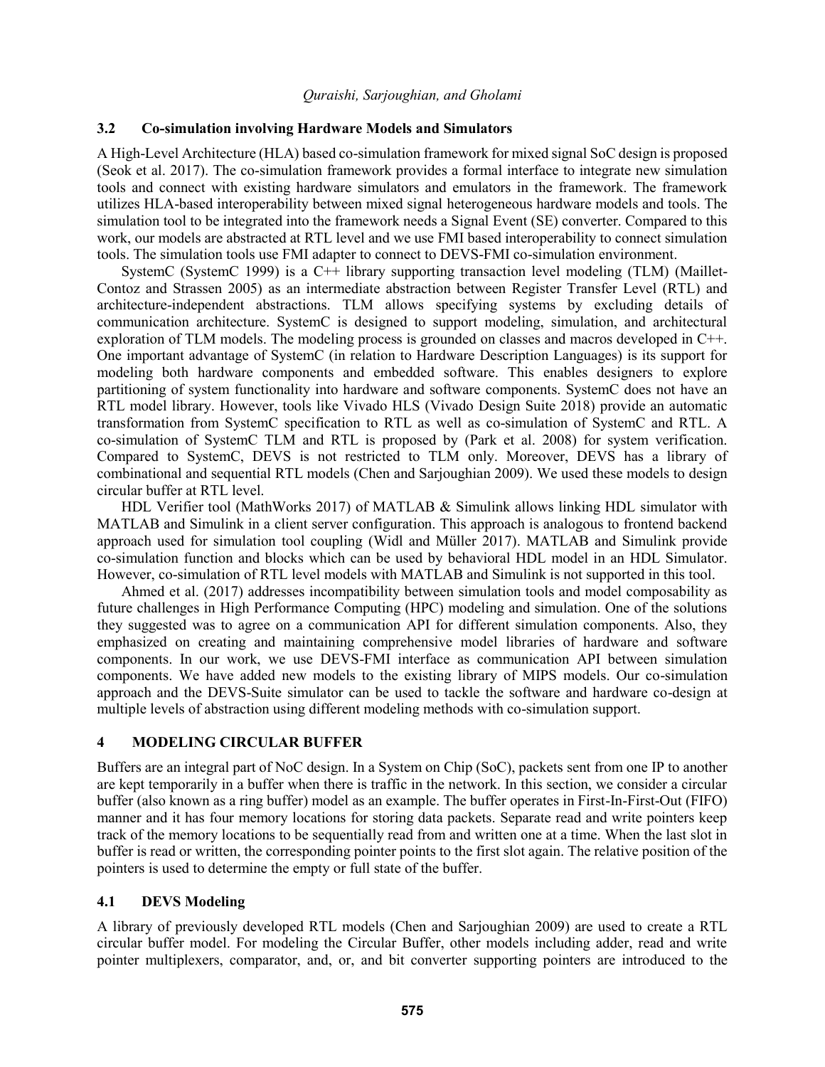### 3.2 Co-simulation involving Hardware Models and Simulators

A High-Level Architecture (HLA) based co-simulation framework for mixed signal SoC design is proposed (Seok et al. 2017). The co-simulation framework provides a formal interface to integrate new simulation tools and connect with existing hardware simulators and emulators in the framework. The framework utilizes HLA-based interoperability between mixed signal heterogeneous hardware models and tools. The simulation tool to be integrated into the framework needs a Signal Event (SE) converter. Compared to this work, our models are abstracted at RTL level and we use FMI based interoperability to connect simulation tools. The simulation tools use FMI adapter to connect to DEVS-FMI co-simulation environment.

SystemC (SystemC 1999) is a C++ library supporting transaction level modeling (TLM) (Maillet-Contoz and Strassen 2005) as an intermediate abstraction between Register Transfer Level (RTL) and architecture-independent abstractions. TLM allows specifying systems by excluding details of communication architecture. SystemC is designed to support modeling, simulation, and architectural exploration of TLM models. The modeling process is grounded on classes and macros developed in C++. One important advantage of SystemC (in relation to Hardware Description Languages) is its support for modeling both hardware components and embedded software. This enables designers to explore partitioning of system functionality into hardware and software components. SystemC does not have an RTL model library. However, tools like Vivado HLS (Vivado Design Suite 2018) provide an automatic transformation from SystemC specification to RTL as well as co-simulation of SystemC and RTL. A co-simulation of SystemC TLM and RTL is proposed by (Park et al. 2008) for system verification. Compared to SystemC, DEVS is not restricted to TLM only. Moreover, DEVS has a library of combinational and sequential RTL models (Chen and Sarjoughian 2009). We used these models to design circular buffer at RTL level.

HDL Verifier tool (MathWorks 2017) of MATLAB & Simulink allows linking HDL simulator with MATLAB and Simulink in a client server configuration. This approach is analogous to frontend backend approach used for simulation tool coupling (Widl and Müller 2017). MATLAB and Simulink provide co-simulation function and blocks which can be used by behavioral HDL model in an HDL Simulator. However, co-simulation of RTL level models with MATLAB and Simulink is not supported in this tool.

Ahmed et al. (2017) addresses incompatibility between simulation tools and model composability as future challenges in High Performance Computing (HPC) modeling and simulation. One of the solutions they suggested was to agree on a communication API for different simulation components. Also, they emphasized on creating and maintaining comprehensive model libraries of hardware and software components. In our work, we use DEVS-FMI interface as communication API between simulation components. We have added new models to the existing library of MIPS models. Our co-simulation approach and the DEVS-Suite simulator can be used to tackle the software and hardware co-design at multiple levels of abstraction using different modeling methods with co-simulation support.

## 4 MODELING CIRCULAR BUFFER

Buffers are an integral part of NoC design. In a System on Chip (SoC), packets sent from one IP to another are kept temporarily in a buffer when there is traffic in the network. In this section, we consider a circular buffer (also known as a ring buffer) model as an example. The buffer operates in First-In-First-Out (FIFO) manner and it has four memory locations for storing data packets. Separate read and write pointers keep track of the memory locations to be sequentially read from and written one at a time. When the last slot in buffer is read or written, the corresponding pointer points to the first slot again. The relative position of the pointers is used to determine the empty or full state of the buffer.

### 4.1 DEVS Modeling

A library of previously developed RTL models (Chen and Sarjoughian 2009) are used to create a RTL circular buffer model. For modeling the Circular Buffer, other models including adder, read and write pointer multiplexers, comparator, and, or, and bit converter supporting pointers are introduced to the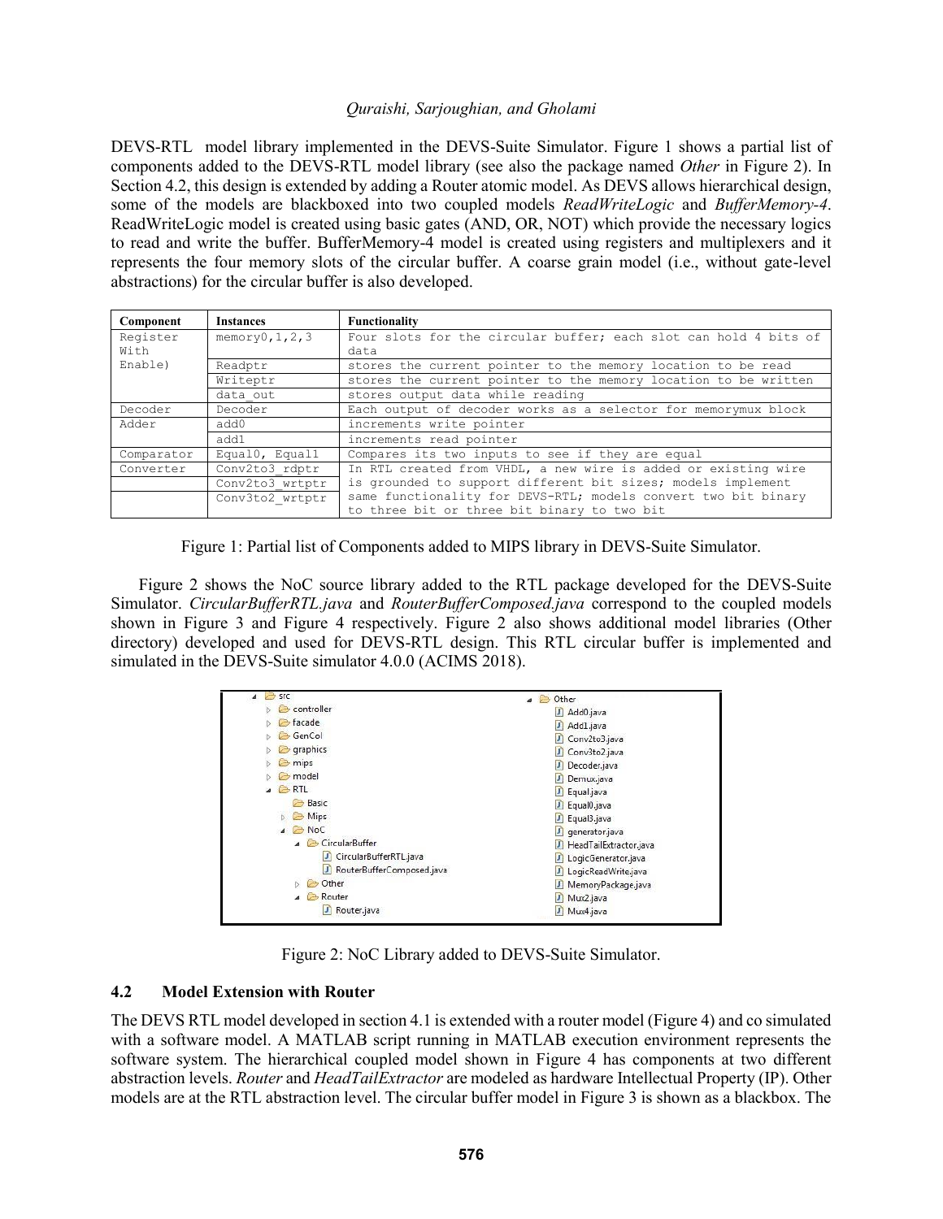DEVS-RTL model library implemented in the DEVS-Suite Simulator. Figure 1 shows a partial list of components added to the DEVS-RTL model library (see also the package named *Other* in Figure 2). In Section 4.2, this design is extended by adding a Router atomic model. As DEVS allows hierarchical design, some of the models are blackboxed into two coupled models *ReadWriteLogic* and *BufferMemory-4*. ReadWriteLogic model is created using basic gates (AND, OR, NOT) which provide the necessary logics to read and write the buffer. BufferMemory-4 model is created using registers and multiplexers and it represents the four memory slots of the circular buffer. A coarse grain model (i.e., without gate-level abstractions) for the circular buffer is also developed.

| Component | Instances | Functionality |
|---|---|---|
| Register With Enable) | memory0,1,2,3 | Four slots for the circular buffer; each slot can hold 4 bits of data |
| | Readptr | stores the current pointer to the memory location to be read |
| | Writeptr | stores the current pointer to the memory location to be written |
| | data_out | stores output data while reading |
| Decoder | Decoder | Each output of decoder works as a selector for memorymux block |
| Adder | add0 | increments write pointer |
| | add1 | increments read pointer |
| Comparator | Equal0, Equal1 | Compares its two inputs to see if they are equal |
| Converter | Conv2to3_rdptr | In RTL created from VHDL, a new wire is added or existing wire is grounded to support different bit sizes; models implement same functionality for DEVS-RTL; models convert two bit binary to three bit or three bit binary to two bit |
| | Conv2to3_wrtptr | |
| | Conv3to2_wrtptr | |

Figure 1: Partial list of Components added to MIPS library in DEVS-Suite Simulator.

Figure 2 shows the NoC source library added to the RTL package developed for the DEVS-Suite Simulator. *CircularBufferRTL.java* and *RouterBufferComposed.java* correspond to the coupled models shown in Figure 3 and Figure 4 respectively. Figure 2 also shows additional model libraries (Other directory) developed and used for DEVS-RTL design. This RTL circular buffer is implemented and simulated in the DEVS-Suite simulator 4.0.0 (ACIMS 2018).

```
src                                   Other
  controller                            Add0.java
  facade                                Add1.java
  GenCol                                Conv2to3.java
  graphics                              Conv3to2.java
  mips                                  Decoder.java
  model                                 Demux.java
  RTL                                   Equal.java
    Basic                               Equal0.java
    Mips                                Equal3.java
    NoC                                 generator.java
      CircularBuffer                    HeadTailExtractor.java
        CircularBufferRTL.java          LogicGenerator.java
        RouterBufferComposed.java       LogicReadWrite.java
      Other                             MemoryPackage.java
      Router                            Mux2.java
        Router.java                     Mux4.java
```

Figure 2: NoC Library added to DEVS-Suite Simulator.

## 4.2 Model Extension with Router

The DEVS RTL model developed in section 4.1 is extended with a router model (Figure 4) and co simulated with a software model. A MATLAB script running in MATLAB execution environment represents the software system. The hierarchical coupled model shown in Figure 4 has components at two different abstraction levels. *Router* and *HeadTailExtractor* are modeled as hardware Intellectual Property (IP). Other models are at the RTL abstraction level. The circular buffer model in Figure 3 is shown as a blackbox. The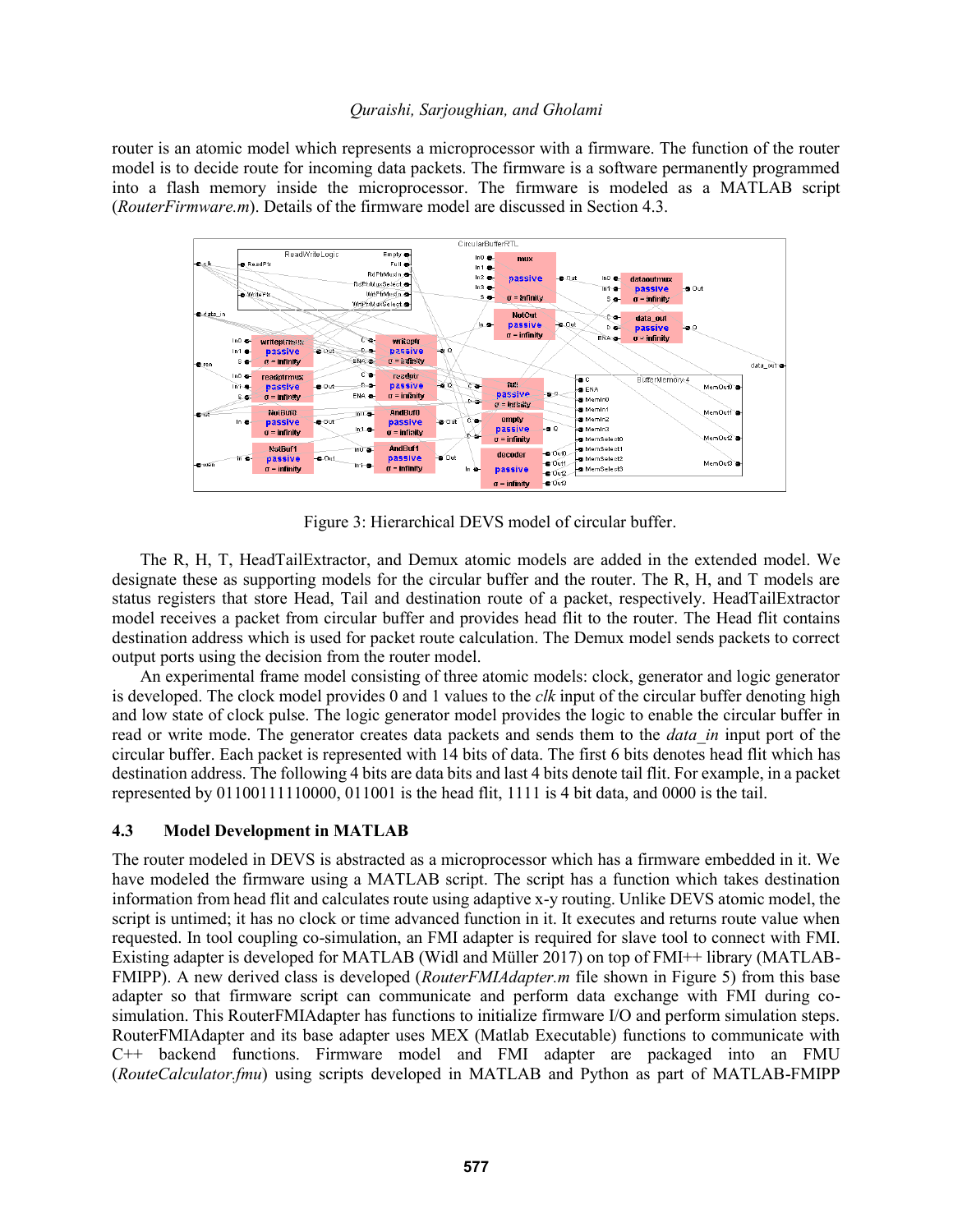router is an atomic model which represents a microprocessor with a firmware. The function of the router model is to decide route for incoming data packets. The firmware is a software permanently programmed into a flash memory inside the microprocessor. The firmware is modeled as a MATLAB script (*RouterFirmware.m*). Details of the firmware model are discussed in Section 4.3.

Figure 3: Hierarchical DEVS model of circular buffer.

The R, H, T, HeadTailExtractor, and Demux atomic models are added in the extended model. We designate these as supporting models for the circular buffer and the router. The R, H, and T models are status registers that store Head, Tail and destination route of a packet, respectively. HeadTailExtractor model receives a packet from circular buffer and provides head flit to the router. The Head flit contains destination address which is used for packet route calculation. The Demux model sends packets to correct output ports using the decision from the router model.

An experimental frame model consisting of three atomic models: clock, generator and logic generator is developed. The clock model provides 0 and 1 values to the *clk* input of the circular buffer denoting high and low state of clock pulse. The logic generator model provides the logic to enable the circular buffer in read or write mode. The generator creates data packets and sends them to the *data_in* input port of the circular buffer. Each packet is represented with 14 bits of data. The first 6 bits denotes head flit which has destination address. The following 4 bits are data bits and last 4 bits denote tail flit. For example, in a packet represented by 01100111110000, 011001 is the head flit, 1111 is 4 bit data, and 0000 is the tail.

### 4.3 Model Development in MATLAB

The router modeled in DEVS is abstracted as a microprocessor which has a firmware embedded in it. We have modeled the firmware using a MATLAB script. The script has a function which takes destination information from head flit and calculates route using adaptive x-y routing. Unlike DEVS atomic model, the script is untimed; it has no clock or time advanced function in it. It executes and returns route value when requested. In tool coupling co-simulation, an FMI adapter is required for slave tool to connect with FMI. Existing adapter is developed for MATLAB (Widl and Müller 2017) on top of FMI++ library (MATLAB-FMIPP). A new derived class is developed (*RouterFMIAdapter.m* file shown in Figure 5) from this base adapter so that firmware script can communicate and perform data exchange with FMI during co-simulation. This RouterFMIAdapter has functions to initialize firmware I/O and perform simulation steps. RouterFMIAdapter and its base adapter uses MEX (Matlab Executable) functions to communicate with C++ backend functions. Firmware model and FMI adapter are packaged into an FMU (*RouteCalculator.fmu*) using scripts developed in MATLAB and Python as part of MATLAB-FMIPP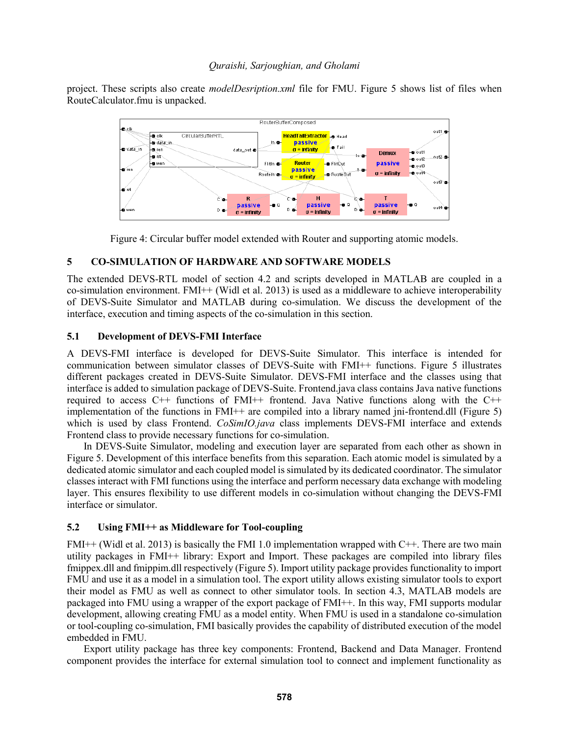project. These scripts also create *modelDesription.xml* file for FMU. Figure 5 shows list of files when RouteCalculator.fmu is unpacked.

Figure 4: Circular buffer model extended with Router and supporting atomic models.

## 5 CO-SIMULATION OF HARDWARE AND SOFTWARE MODELS

The extended DEVS-RTL model of section 4.2 and scripts developed in MATLAB are coupled in a co-simulation environment. FMI++ (Widl et al. 2013) is used as a middleware to achieve interoperability of DEVS-Suite Simulator and MATLAB during co-simulation. We discuss the development of the interface, execution and timing aspects of the co-simulation in this section.

### 5.1 Development of DEVS-FMI Interface

A DEVS-FMI interface is developed for DEVS-Suite Simulator. This interface is intended for communication between simulator classes of DEVS-Suite with FMI++ functions. Figure 5 illustrates different packages created in DEVS-Suite Simulator. DEVS-FMI interface and the classes using that interface is added to simulation package of DEVS-Suite. Frontend.java class contains Java native functions required to access C++ functions of FMI++ frontend. Java Native functions along with the C++ implementation of the functions in FMI++ are compiled into a library named jni-frontend.dll (Figure 5) which is used by class Frontend. *CoSimIO.java* class implements DEVS-FMI interface and extends Frontend class to provide necessary functions for co-simulation.

In DEVS-Suite Simulator, modeling and execution layer are separated from each other as shown in Figure 5. Development of this interface benefits from this separation. Each atomic model is simulated by a dedicated atomic simulator and each coupled model is simulated by its dedicated coordinator. The simulator classes interact with FMI functions using the interface and perform necessary data exchange with modeling layer. This ensures flexibility to use different models in co-simulation without changing the DEVS-FMI interface or simulator.

### 5.2 Using FMI++ as Middleware for Tool-coupling

FMI++ (Widl et al. 2013) is basically the FMI 1.0 implementation wrapped with C++. There are two main utility packages in FMI++ library: Export and Import. These packages are compiled into library files fmippex.dll and fmippim.dll respectively (Figure 5). Import utility package provides functionality to import FMU and use it as a model in a simulation tool. The export utility allows existing simulator tools to export their model as FMU as well as connect to other simulator tools. In section 4.3, MATLAB models are packaged into FMU using a wrapper of the export package of FMI++. In this way, FMI supports modular development, allowing creating FMU as a model entity. When FMU is used in a standalone co-simulation or tool-coupling co-simulation, FMI basically provides the capability of distributed execution of the model embedded in FMU.

Export utility package has three key components: Frontend, Backend and Data Manager. Frontend component provides the interface for external simulation tool to connect and implement functionality as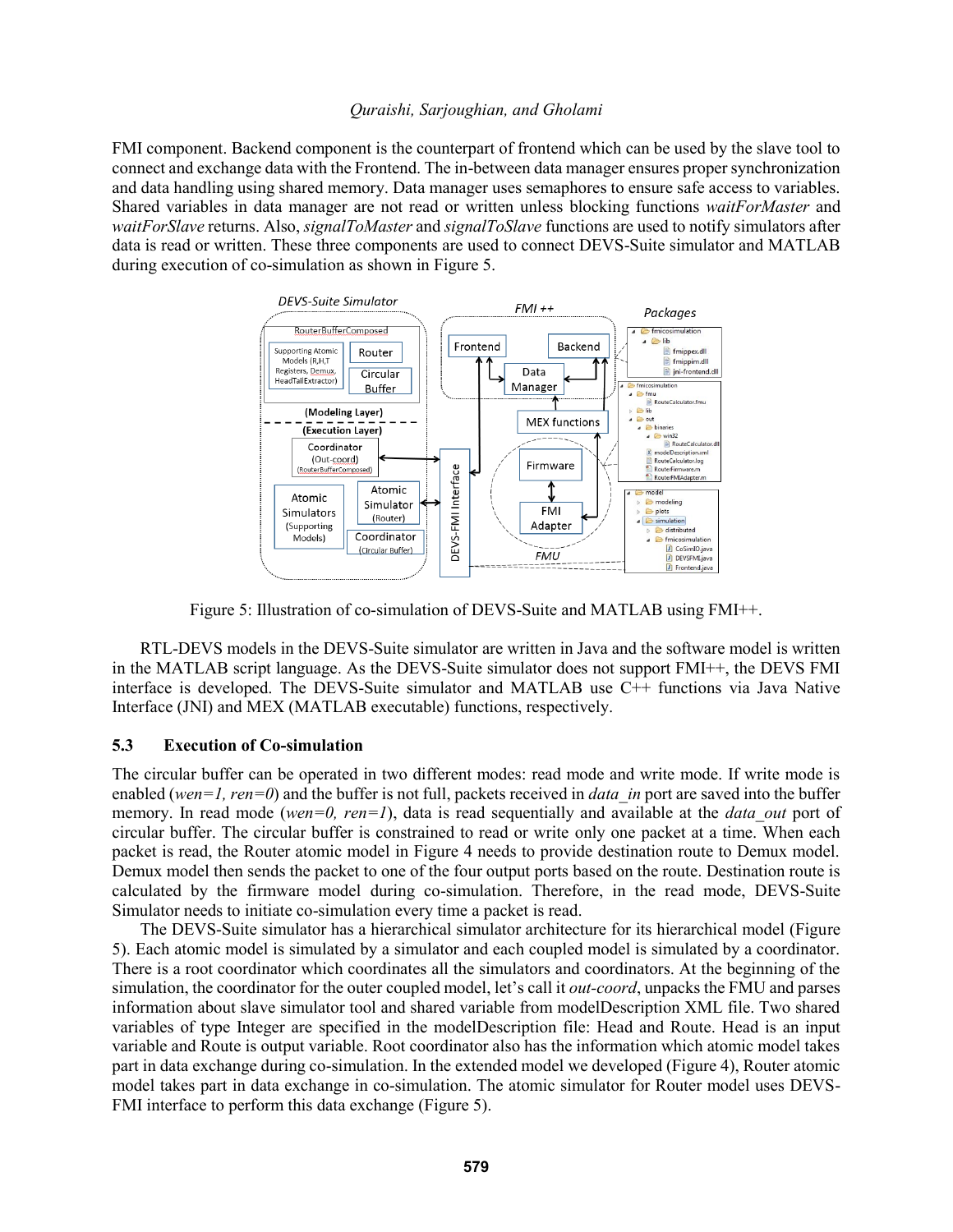FMI component. Backend component is the counterpart of frontend which can be used by the slave tool to connect and exchange data with the Frontend. The in-between data manager ensures proper synchronization and data handling using shared memory. Data manager uses semaphores to ensure safe access to variables. Shared variables in data manager are not read or written unless blocking functions *waitForMaster* and *waitForSlave* returns. Also, *signalToMaster* and *signalToSlave* functions are used to notify simulators after data is read or written. These three components are used to connect DEVS-Suite simulator and MATLAB during execution of co-simulation as shown in Figure 5.

Figure 5: Illustration of co-simulation of DEVS-Suite and MATLAB using FMI++.

RTL-DEVS models in the DEVS-Suite simulator are written in Java and the software model is written in the MATLAB script language. As the DEVS-Suite simulator does not support FMI++, the DEVS FMI interface is developed. The DEVS-Suite simulator and MATLAB use C++ functions via Java Native Interface (JNI) and MEX (MATLAB executable) functions, respectively.

### 5.3 Execution of Co-simulation

The circular buffer can be operated in two different modes: read mode and write mode. If write mode is enabled (*wen=1, ren=0*) and the buffer is not full, packets received in *data_in* port are saved into the buffer memory. In read mode (*wen=0, ren=1*), data is read sequentially and available at the *data_out* port of circular buffer. The circular buffer is constrained to read or write only one packet at a time. When each packet is read, the Router atomic model in Figure 4 needs to provide destination route to Demux model. Demux model then sends the packet to one of the four output ports based on the route. Destination route is calculated by the firmware model during co-simulation. Therefore, in the read mode, DEVS-Suite Simulator needs to initiate co-simulation every time a packet is read.

The DEVS-Suite simulator has a hierarchical simulator architecture for its hierarchical model (Figure 5). Each atomic model is simulated by a simulator and each coupled model is simulated by a coordinator. There is a root coordinator which coordinates all the simulators and coordinators. At the beginning of the simulation, the coordinator for the outer coupled model, let's call it *out-coord*, unpacks the FMU and parses information about slave simulator tool and shared variable from modelDescription XML file. Two shared variables of type Integer are specified in the modelDescription file: Head and Route. Head is an input variable and Route is output variable. Root coordinator also has the information which atomic model takes part in data exchange during co-simulation. In the extended model we developed (Figure 4), Router atomic model takes part in data exchange in co-simulation. The atomic simulator for Router model uses DEVS-FMI interface to perform this data exchange (Figure 5).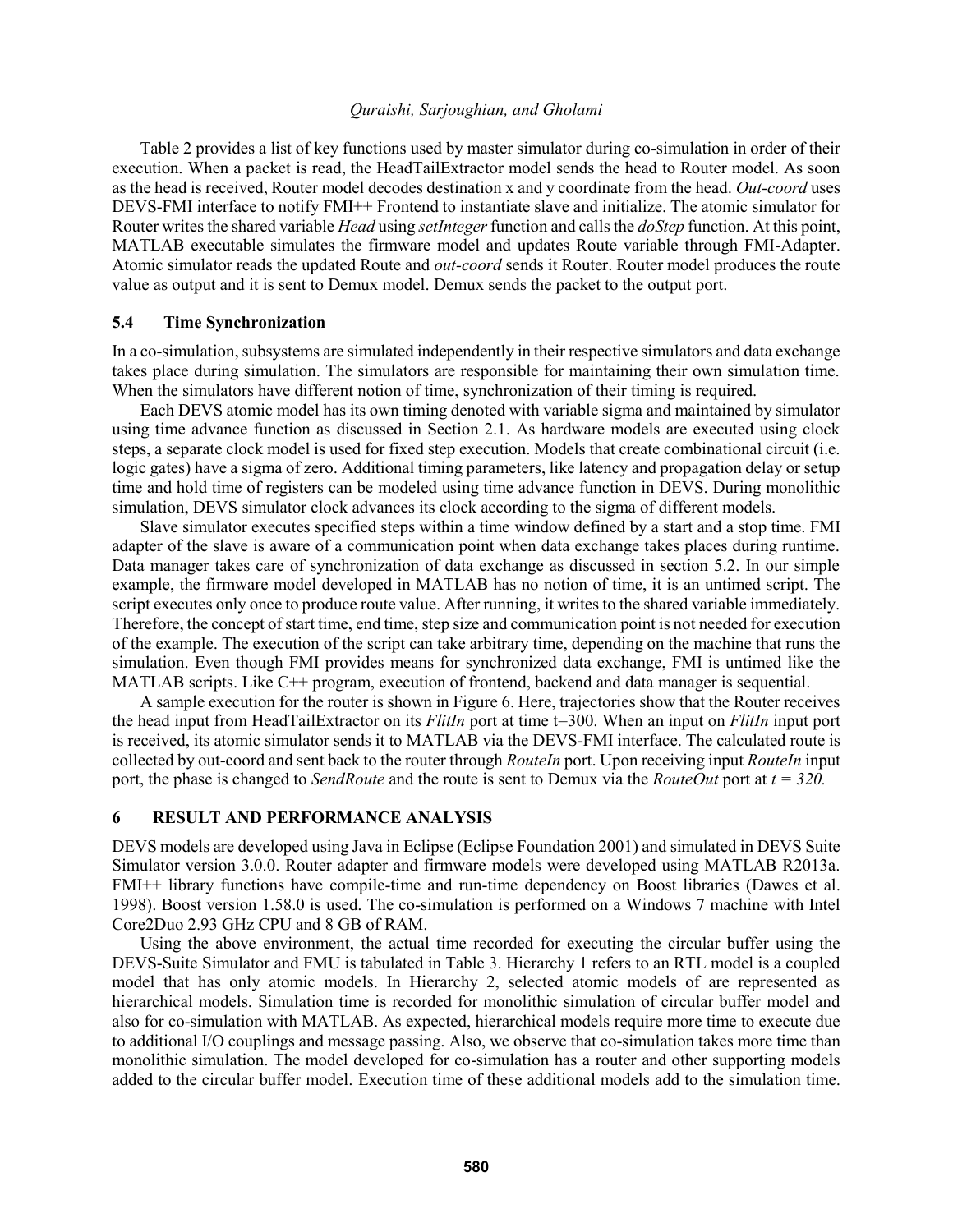Table 2 provides a list of key functions used by master simulator during co-simulation in order of their execution. When a packet is read, the HeadTailExtractor model sends the head to Router model. As soon as the head is received, Router model decodes destination x and y coordinate from the head. *Out-coord* uses DEVS-FMI interface to notify FMI++ Frontend to instantiate slave and initialize. The atomic simulator for Router writes the shared variable *Head* using *setInteger* function and calls the *doStep* function. At this point, MATLAB executable simulates the firmware model and updates Route variable through FMI-Adapter. Atomic simulator reads the updated Route and *out-coord* sends it Router. Router model produces the route value as output and it is sent to Demux model. Demux sends the packet to the output port.

### 5.4 Time Synchronization

In a co-simulation, subsystems are simulated independently in their respective simulators and data exchange takes place during simulation. The simulators are responsible for maintaining their own simulation time. When the simulators have different notion of time, synchronization of their timing is required.

Each DEVS atomic model has its own timing denoted with variable sigma and maintained by simulator using time advance function as discussed in Section 2.1. As hardware models are executed using clock steps, a separate clock model is used for fixed step execution. Models that create combinational circuit (i.e. logic gates) have a sigma of zero. Additional timing parameters, like latency and propagation delay or setup time and hold time of registers can be modeled using time advance function in DEVS. During monolithic simulation, DEVS simulator clock advances its clock according to the sigma of different models.

Slave simulator executes specified steps within a time window defined by a start and a stop time. FMI adapter of the slave is aware of a communication point when data exchange takes places during runtime. Data manager takes care of synchronization of data exchange as discussed in section 5.2. In our simple example, the firmware model developed in MATLAB has no notion of time, it is an untimed script. The script executes only once to produce route value. After running, it writes to the shared variable immediately. Therefore, the concept of start time, end time, step size and communication point is not needed for execution of the example. The execution of the script can take arbitrary time, depending on the machine that runs the simulation. Even though FMI provides means for synchronized data exchange, FMI is untimed like the MATLAB scripts. Like C++ program, execution of frontend, backend and data manager is sequential.

A sample execution for the router is shown in Figure 6. Here, trajectories show that the Router receives the head input from HeadTailExtractor on its *FlitIn* port at time t=300. When an input on *FlitIn* input port is received, its atomic simulator sends it to MATLAB via the DEVS-FMI interface. The calculated route is collected by out-coord and sent back to the router through *RouteIn* port. Upon receiving input *RouteIn* input port, the phase is changed to *SendRoute* and the route is sent to Demux via the *RouteOut* port at *t = 320.*

## 6 RESULT AND PERFORMANCE ANALYSIS

DEVS models are developed using Java in Eclipse (Eclipse Foundation 2001) and simulated in DEVS Suite Simulator version 3.0.0. Router adapter and firmware models were developed using MATLAB R2013a. FMI++ library functions have compile-time and run-time dependency on Boost libraries (Dawes et al. 1998). Boost version 1.58.0 is used. The co-simulation is performed on a Windows 7 machine with Intel Core2Duo 2.93 GHz CPU and 8 GB of RAM.

Using the above environment, the actual time recorded for executing the circular buffer using the DEVS-Suite Simulator and FMU is tabulated in Table 3. Hierarchy 1 refers to an RTL model is a coupled model that has only atomic models. In Hierarchy 2, selected atomic models of are represented as hierarchical models. Simulation time is recorded for monolithic simulation of circular buffer model and also for co-simulation with MATLAB. As expected, hierarchical models require more time to execute due to additional I/O couplings and message passing. Also, we observe that co-simulation takes more time than monolithic simulation. The model developed for co-simulation has a router and other supporting models added to the circular buffer model. Execution time of these additional models add to the simulation time.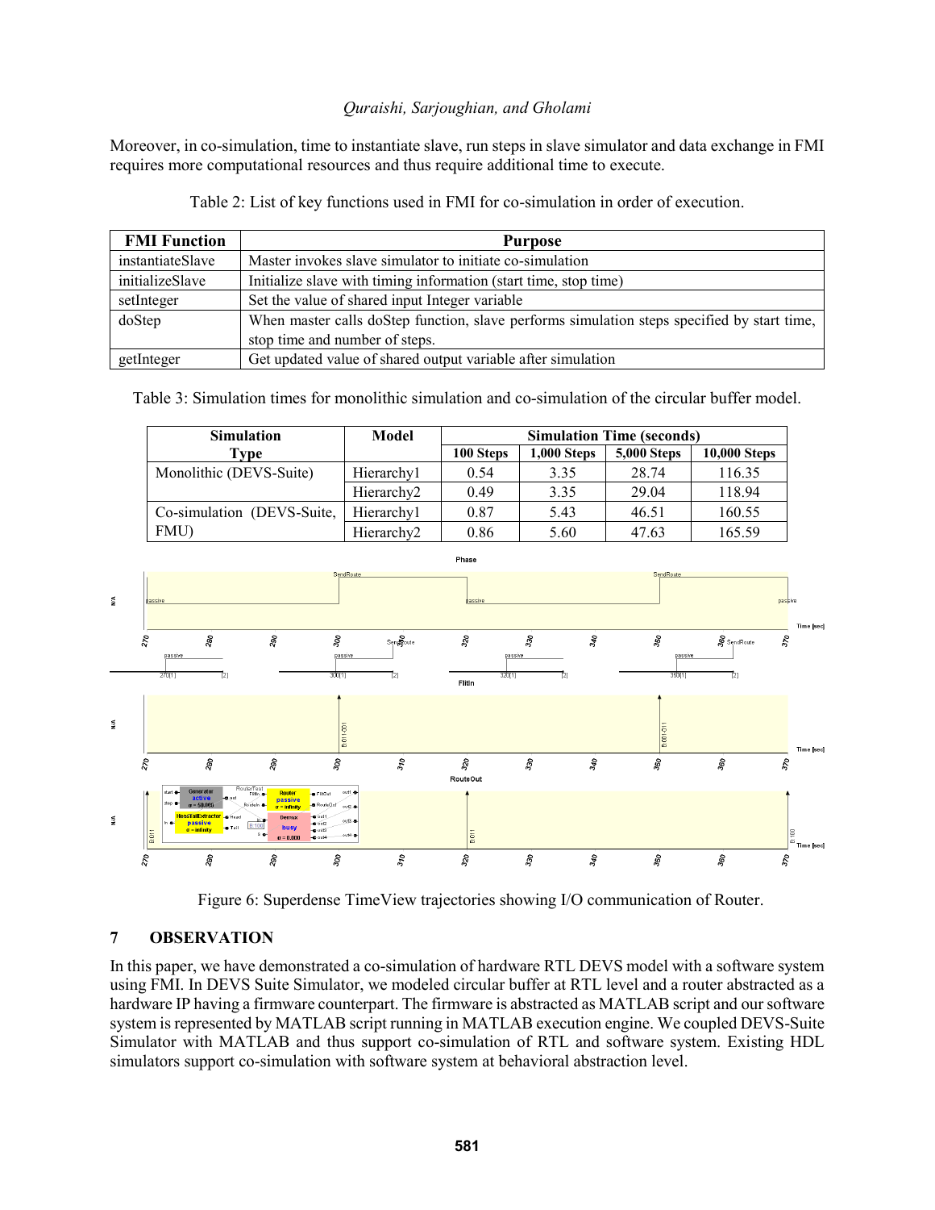Moreover, in co-simulation, time to instantiate slave, run steps in slave simulator and data exchange in FMI requires more computational resources and thus require additional time to execute.

Table 2: List of key functions used in FMI for co-simulation in order of execution.

| FMI Function | Purpose |
| --- | --- |
| instantiateSlave | Master invokes slave simulator to initiate co-simulation |
| initializeSlave | Initialize slave with timing information (start time, stop time) |
| setInteger | Set the value of shared input Integer variable |
| doStep | When master calls doStep function, slave performs simulation steps specified by start time, stop time and number of steps. |
| getInteger | Get updated value of shared output variable after simulation |

Table 3: Simulation times for monolithic simulation and co-simulation of the circular buffer model.

| Simulation Type | Model | Simulation Time (seconds) | | | |
| --- | --- | --- | --- | --- | --- |
| | | 100 Steps | 1,000 Steps | 5,000 Steps | 10,000 Steps |
| Monolithic (DEVS-Suite) | Hierarchy1 | 0.54 | 3.35 | 28.74 | 116.35 |
| | Hierarchy2 | 0.49 | 3.35 | 29.04 | 118.94 |
| Co-simulation (DEVS-Suite, FMU) | Hierarchy1 | 0.87 | 5.43 | 46.51 | 160.55 |
| | Hierarchy2 | 0.86 | 5.60 | 47.63 | 165.59 |

Figure 6: Superdense TimeView trajectories showing I/O communication of Router.

## 7 OBSERVATION

In this paper, we have demonstrated a co-simulation of hardware RTL DEVS model with a software system using FMI. In DEVS Suite Simulator, we modeled circular buffer at RTL level and a router abstracted as a hardware IP having a firmware counterpart. The firmware is abstracted as MATLAB script and our software system is represented by MATLAB script running in MATLAB execution engine. We coupled DEVS-Suite Simulator with MATLAB and thus support co-simulation of RTL and software system. Existing HDL simulators support co-simulation with software system at behavioral abstraction level.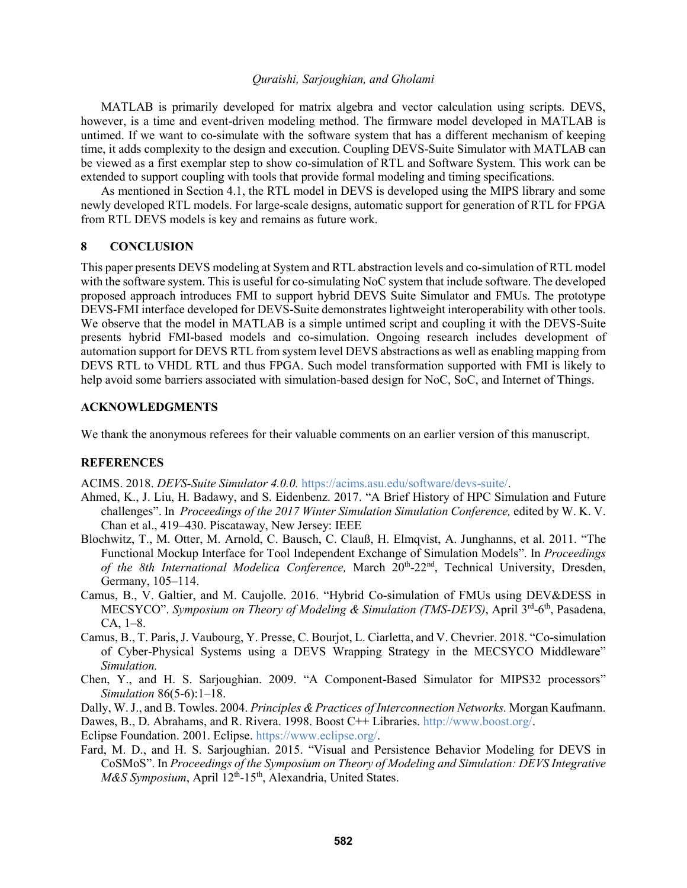MATLAB is primarily developed for matrix algebra and vector calculation using scripts. DEVS, however, is a time and event-driven modeling method. The firmware model developed in MATLAB is untimed. If we want to co-simulate with the software system that has a different mechanism of keeping time, it adds complexity to the design and execution. Coupling DEVS-Suite Simulator with MATLAB can be viewed as a first exemplar step to show co-simulation of RTL and Software System. This work can be extended to support coupling with tools that provide formal modeling and timing specifications.

As mentioned in Section 4.1, the RTL model in DEVS is developed using the MIPS library and some newly developed RTL models. For large-scale designs, automatic support for generation of RTL for FPGA from RTL DEVS models is key and remains as future work.

## 8 CONCLUSION

This paper presents DEVS modeling at System and RTL abstraction levels and co-simulation of RTL model with the software system. This is useful for co-simulating NoC system that include software. The developed proposed approach introduces FMI to support hybrid DEVS Suite Simulator and FMUs. The prototype DEVS-FMI interface developed for DEVS-Suite demonstrates lightweight interoperability with other tools. We observe that the model in MATLAB is a simple untimed script and coupling it with the DEVS-Suite presents hybrid FMI-based models and co-simulation. Ongoing research includes development of automation support for DEVS RTL from system level DEVS abstractions as well as enabling mapping from DEVS RTL to VHDL RTL and thus FPGA. Such model transformation supported with FMI is likely to help avoid some barriers associated with simulation-based design for NoC, SoC, and Internet of Things.

## ACKNOWLEDGMENTS

We thank the anonymous referees for their valuable comments on an earlier version of this manuscript.

## REFERENCES

ACIMS. 2018. *DEVS-Suite Simulator 4.0.0.* https://acims.asu.edu/software/devs-suite/.

Ahmed, K., J. Liu, H. Badawy, and S. Eidenbenz. 2017. "A Brief History of HPC Simulation and Future challenges". In *Proceedings of the 2017 Winter Simulation Simulation Conference,* edited by W. K. V. Chan et al., 419–430. Piscataway, New Jersey: IEEE

Blochwitz, T., M. Otter, M. Arnold, C. Bausch, C. Clauß, H. Elmqvist, A. Junghanns, et al. 2011. "The Functional Mockup Interface for Tool Independent Exchange of Simulation Models". In *Proceedings of the 8th International Modelica Conference,* March 20th-22nd, Technical University, Dresden, Germany, 105–114.

Camus, B., V. Galtier, and M. Caujolle. 2016. "Hybrid Co-simulation of FMUs using DEV&DESS in MECSYCO". *Symposium on Theory of Modeling & Simulation (TMS-DEVS)*, April 3rd-6th, Pasadena, CA, 1–8.

Camus, B., T. Paris, J. Vaubourg, Y. Presse, C. Bourjot, L. Ciarletta, and V. Chevrier. 2018. "Co-simulation of Cyber-Physical Systems using a DEVS Wrapping Strategy in the MECSYCO Middleware" *Simulation.*

Chen, Y., and H. S. Sarjoughian. 2009. "A Component-Based Simulator for MIPS32 processors" *Simulation* 86(5-6):1–18.

Dally, W. J., and B. Towles. 2004. *Principles & Practices of Interconnection Networks.* Morgan Kaufmann.

Dawes, B., D. Abrahams, and R. Rivera. 1998. Boost C++ Libraries. http://www.boost.org/.

Eclipse Foundation. 2001. Eclipse. https://www.eclipse.org/.

Fard, M. D., and H. S. Sarjoughian. 2015. "Visual and Persistence Behavior Modeling for DEVS in CoSMoS". In *Proceedings of the Symposium on Theory of Modeling and Simulation: DEVS Integrative M&S Symposium*, April 12th-15th, Alexandria, United States.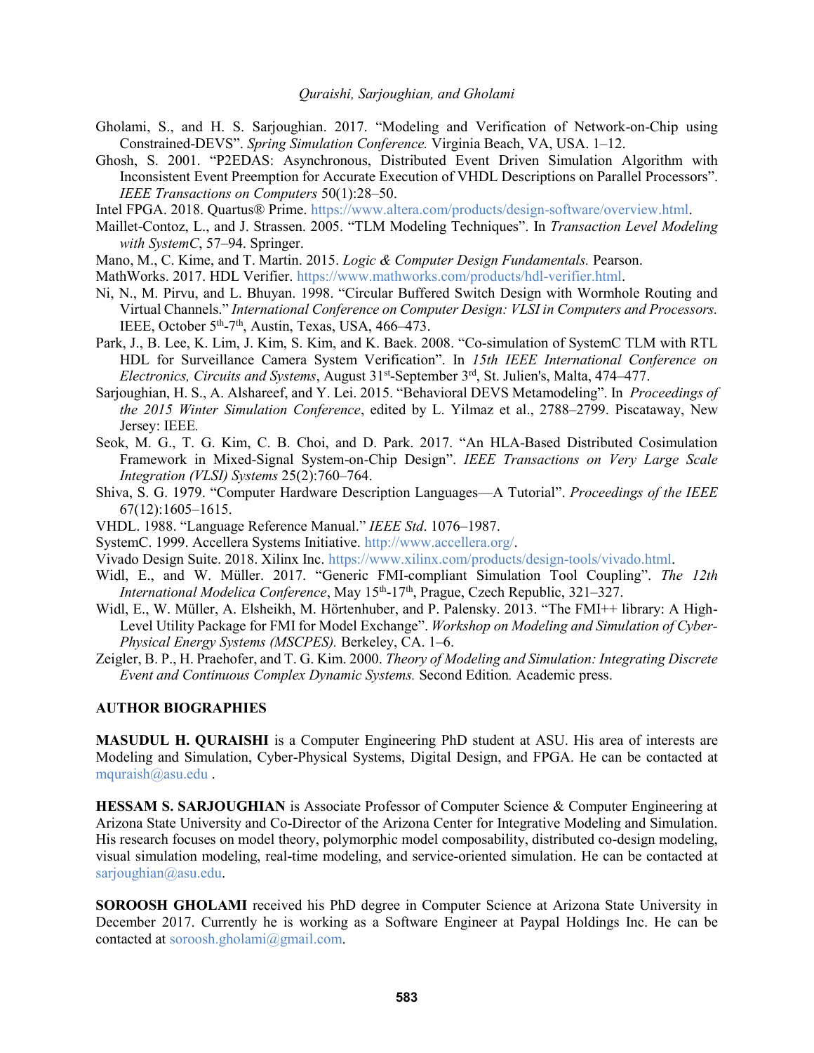Gholami, S., and H. S. Sarjoughian. 2017. "Modeling and Verification of Network-on-Chip using Constrained-DEVS". *Spring Simulation Conference.* Virginia Beach, VA, USA. 1–12.

Ghosh, S. 2001. "P2EDAS: Asynchronous, Distributed Event Driven Simulation Algorithm with Inconsistent Event Preemption for Accurate Execution of VHDL Descriptions on Parallel Processors". *IEEE Transactions on Computers* 50(1):28–50.

Intel FPGA. 2018. Quartus® Prime. https://www.altera.com/products/design-software/overview.html.

Maillet-Contoz, L., and J. Strassen. 2005. "TLM Modeling Techniques". In *Transaction Level Modeling with SystemC*, 57–94. Springer.

Mano, M., C. Kime, and T. Martin. 2015. *Logic & Computer Design Fundamentals.* Pearson.

MathWorks. 2017. HDL Verifier. https://www.mathworks.com/products/hdl-verifier.html.

Ni, N., M. Pirvu, and L. Bhuyan. 1998. "Circular Buffered Switch Design with Wormhole Routing and Virtual Channels." *International Conference on Computer Design: VLSI in Computers and Processors.* IEEE, October 5th-7th, Austin, Texas, USA, 466–473.

Park, J., B. Lee, K. Lim, J. Kim, S. Kim, and K. Baek. 2008. "Co-simulation of SystemC TLM with RTL HDL for Surveillance Camera System Verification". In *15th IEEE International Conference on Electronics, Circuits and Systems*, August 31st-September 3rd, St. Julien's, Malta, 474–477.

Sarjoughian, H. S., A. Alshareef, and Y. Lei. 2015. "Behavioral DEVS Metamodeling". In *Proceedings of the 2015 Winter Simulation Conference*, edited by L. Yilmaz et al., 2788–2799. Piscataway, New Jersey: IEEE.

Seok, M. G., T. G. Kim, C. B. Choi, and D. Park. 2017. "An HLA-Based Distributed Cosimulation Framework in Mixed-Signal System-on-Chip Design". *IEEE Transactions on Very Large Scale Integration (VLSI) Systems* 25(2):760–764.

Shiva, S. G. 1979. "Computer Hardware Description Languages—A Tutorial". *Proceedings of the IEEE* 67(12):1605–1615.

VHDL. 1988. "Language Reference Manual." *IEEE Std*. 1076–1987.

SystemC. 1999. Accellera Systems Initiative. http://www.accellera.org/.

Vivado Design Suite. 2018. Xilinx Inc. https://www.xilinx.com/products/design-tools/vivado.html.

Widl, E., and W. Müller. 2017. "Generic FMI-compliant Simulation Tool Coupling". *The 12th International Modelica Conference*, May 15th-17th, Prague, Czech Republic, 321–327.

Widl, E., W. Müller, A. Elsheikh, M. Hörtenhuber, and P. Palensky. 2013. "The FMI++ library: A High-Level Utility Package for FMI for Model Exchange". *Workshop on Modeling and Simulation of Cyber-Physical Energy Systems (MSCPES).* Berkeley, CA. 1–6.

Zeigler, B. P., H. Praehofer, and T. G. Kim. 2000. *Theory of Modeling and Simulation: Integrating Discrete Event and Continuous Complex Dynamic Systems.* Second Edition*.* Academic press.

## AUTHOR BIOGRAPHIES

**MASUDUL H. QURAISHI** is a Computer Engineering PhD student at ASU. His area of interests are Modeling and Simulation, Cyber-Physical Systems, Digital Design, and FPGA. He can be contacted at mquraish@asu.edu .

**HESSAM S. SARJOUGHIAN** is Associate Professor of Computer Science & Computer Engineering at Arizona State University and Co-Director of the Arizona Center for Integrative Modeling and Simulation. His research focuses on model theory, polymorphic model composability, distributed co-design modeling, visual simulation modeling, real-time modeling, and service-oriented simulation. He can be contacted at sarjoughian@asu.edu.

**SOROOSH GHOLAMI** received his PhD degree in Computer Science at Arizona State University in December 2017. Currently he is working as a Software Engineer at Paypal Holdings Inc. He can be contacted at soroosh.gholami@gmail.com.